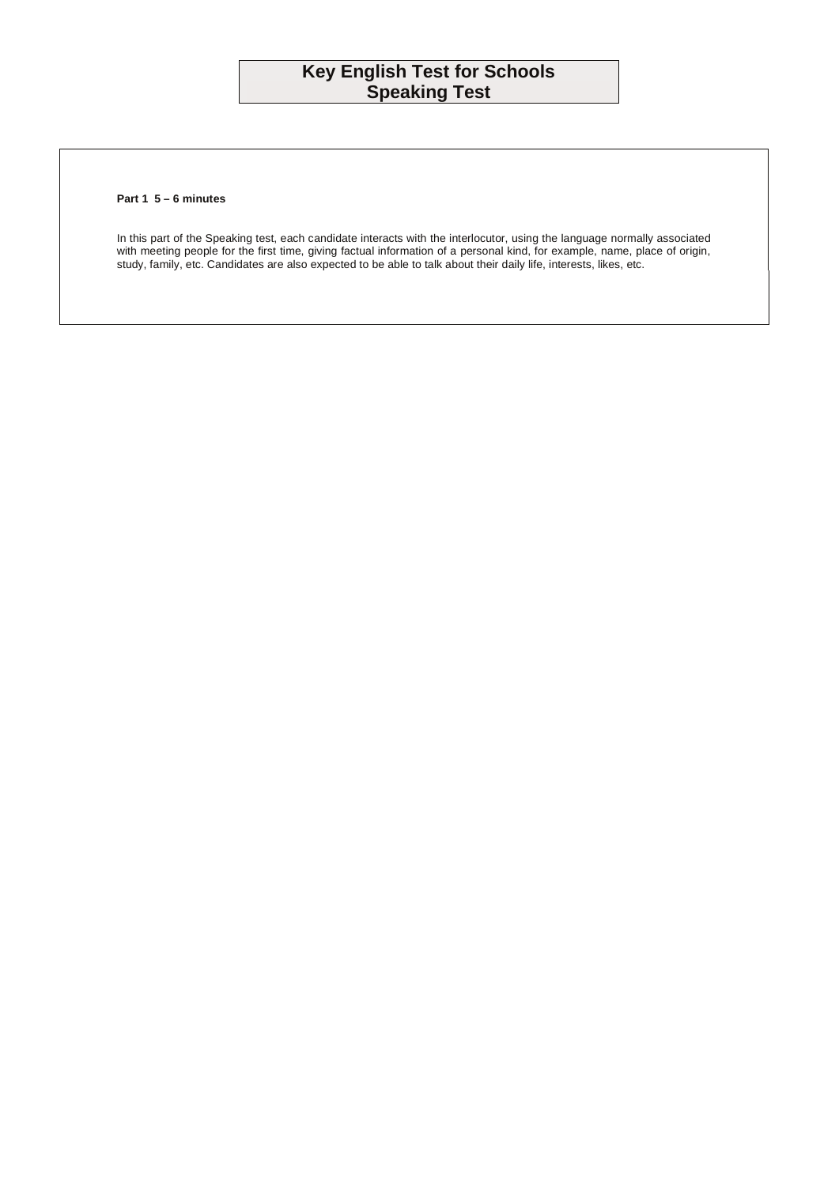# Key English Test for Schools
# Speaking Test

**Part 1 5 – 6 minutes**

In this part of the Speaking test, each candidate interacts with the interlocutor, using the language normally associated with meeting people for the first time, giving factual information of a personal kind, for example, name, place of origin, study, family, etc. Candidates are also expected to be able to talk about their daily life, interests, likes, etc.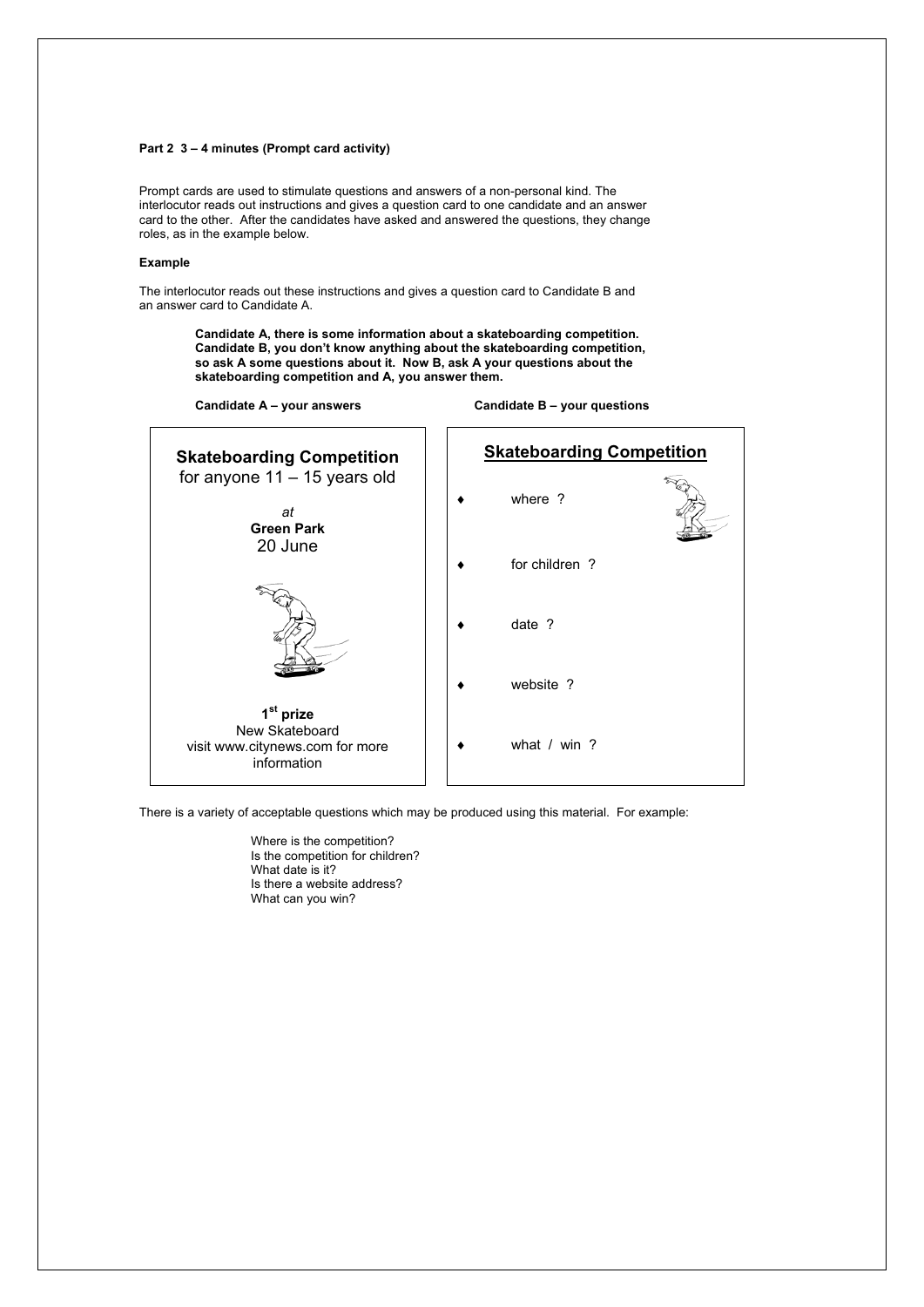**Part 2 3 – 4 minutes (Prompt card activity)**

Prompt cards are used to stimulate questions and answers of a non-personal kind. The interlocutor reads out instructions and gives a question card to one candidate and an answer card to the other. After the candidates have asked and answered the questions, they change roles, as in the example below.

**Example**

The interlocutor reads out these instructions and gives a question card to Candidate B and an answer card to Candidate A.

> **Candidate A, there is some information about a skateboarding competition. Candidate B, you don't know anything about the skateboarding competition, so ask A some questions about it. Now B, ask A your questions about the skateboarding competition and A, you answer them.**

**Candidate A – your answers**

**Skateboarding Competition**
for anyone 11 – 15 years old

*at*
**Green Park**
20 June

**1st prize**
New Skateboard
visit www.citynews.com for more information

**Candidate B – your questions**

**Skateboarding Competition**

- where ?
- for children ?
- date ?
- website ?
- what / win ?

There is a variety of acceptable questions which may be produced using this material. For example:

Where is the competition?
Is the competition for children?
What date is it?
Is there a website address?
What can you win?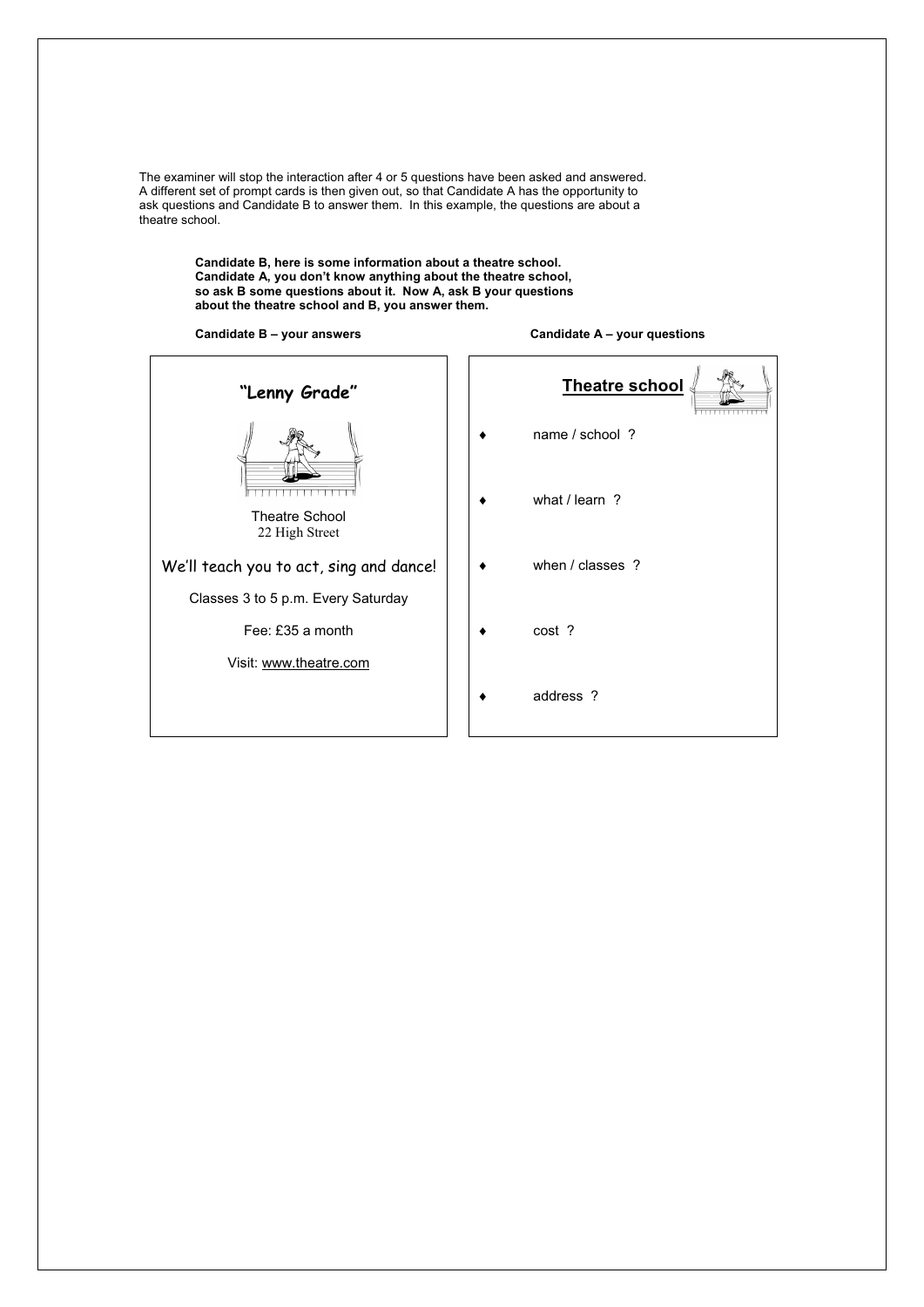The examiner will stop the interaction after 4 or 5 questions have been asked and answered. A different set of prompt cards is then given out, so that Candidate A has the opportunity to ask questions and Candidate B to answer them. In this example, the questions are about a theatre school.

**Candidate B, here is some information about a theatre school. Candidate A, you don't know anything about the theatre school, so ask B some questions about it. Now A, ask B your questions about the theatre school and B, you answer them.**

**Candidate B – your answers**

**"Lenny Grade"**

Theatre School
22 High Street

We'll teach you to act, sing and dance!

Classes 3 to 5 p.m. Every Saturday

Fee: £35 a month

Visit: www.theatre.com

**Candidate A – your questions**

**Theatre school**

- name / school ?
- what / learn ?
- when / classes ?
- cost ?
- address ?